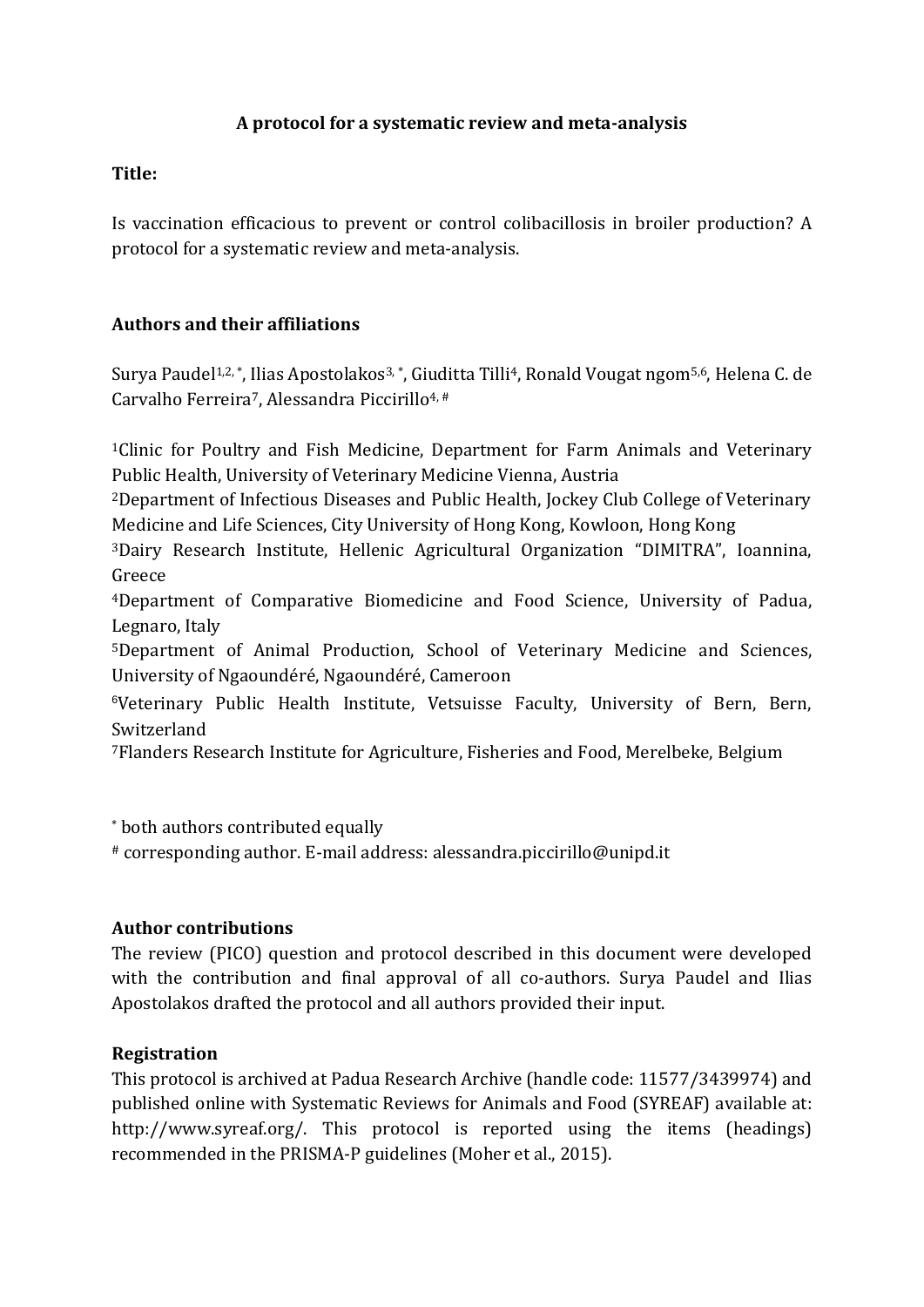**A protocol for a systematic review and meta-analysis**

**Title:**

Is vaccination efficacious to prevent or control colibacillosis in broiler production? A protocol for a systematic review and meta-analysis.

**Authors and their affiliations**

Surya Paudel[1,2,*], Ilias Apostolakos[3,*], Giuditta Tilli[4], Ronald Vougat ngom[5,6], Helena C. de Carvalho Ferreira[7], Alessandra Piccirillo[4,#]

[1]Clinic for Poultry and Fish Medicine, Department for Farm Animals and Veterinary Public Health, University of Veterinary Medicine Vienna, Austria

[2]Department of Infectious Diseases and Public Health, Jockey Club College of Veterinary Medicine and Life Sciences, City University of Hong Kong, Kowloon, Hong Kong

[3]Dairy Research Institute, Hellenic Agricultural Organization "DIMITRA", Ioannina, Greece

[4]Department of Comparative Biomedicine and Food Science, University of Padua, Legnaro, Italy

[5]Department of Animal Production, School of Veterinary Medicine and Sciences, University of Ngaoundéré, Ngaoundéré, Cameroon

[6]Veterinary Public Health Institute, Vetsuisse Faculty, University of Bern, Bern, Switzerland

[7]Flanders Research Institute for Agriculture, Fisheries and Food, Merelbeke, Belgium

[*] both authors contributed equally

[#] corresponding author. E-mail address: alessandra.piccirillo@unipd.it

**Author contributions**

The review (PICO) question and protocol described in this document were developed with the contribution and final approval of all co-authors. Surya Paudel and Ilias Apostolakos drafted the protocol and all authors provided their input.

**Registration**

This protocol is archived at Padua Research Archive (handle code: 11577/3439974) and published online with Systematic Reviews for Animals and Food (SYREAF) available at: http://www.syreaf.org/. This protocol is reported using the items (headings) recommended in the PRISMA-P guidelines (Moher et al., 2015).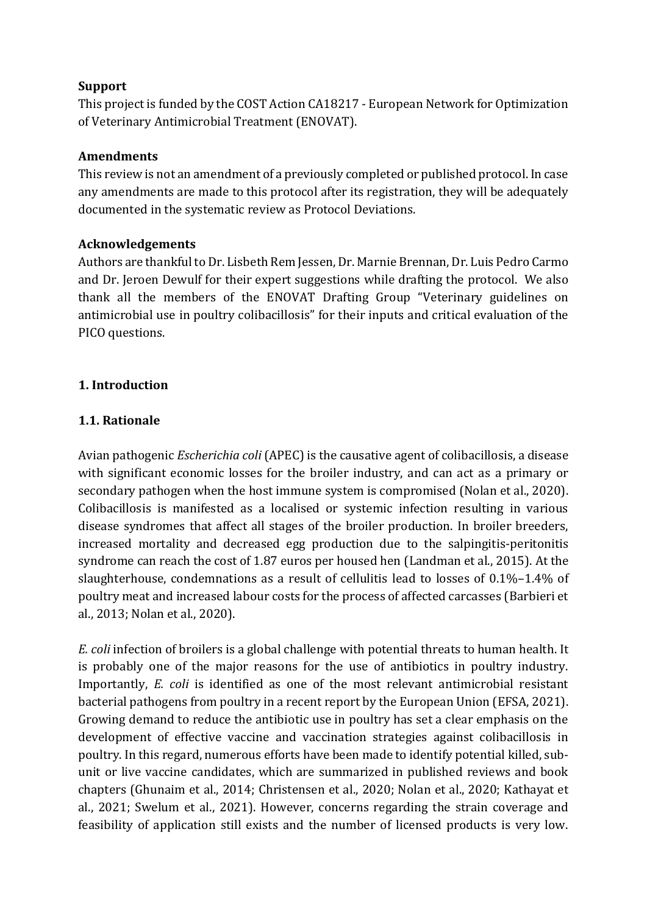**Support**

This project is funded by the COST Action CA18217 - European Network for Optimization of Veterinary Antimicrobial Treatment (ENOVAT).

**Amendments**

This review is not an amendment of a previously completed or published protocol. In case any amendments are made to this protocol after its registration, they will be adequately documented in the systematic review as Protocol Deviations.

**Acknowledgements**

Authors are thankful to Dr. Lisbeth Rem Jessen, Dr. Marnie Brennan, Dr. Luis Pedro Carmo and Dr. Jeroen Dewulf for their expert suggestions while drafting the protocol. We also thank all the members of the ENOVAT Drafting Group "Veterinary guidelines on antimicrobial use in poultry colibacillosis" for their inputs and critical evaluation of the PICO questions.

## 1. Introduction

### 1.1. Rationale

Avian pathogenic *Escherichia coli* (APEC) is the causative agent of colibacillosis, a disease with significant economic losses for the broiler industry, and can act as a primary or secondary pathogen when the host immune system is compromised (Nolan et al., 2020). Colibacillosis is manifested as a localised or systemic infection resulting in various disease syndromes that affect all stages of the broiler production. In broiler breeders, increased mortality and decreased egg production due to the salpingitis-peritonitis syndrome can reach the cost of 1.87 euros per housed hen (Landman et al., 2015). At the slaughterhouse, condemnations as a result of cellulitis lead to losses of 0.1%–1.4% of poultry meat and increased labour costs for the process of affected carcasses (Barbieri et al., 2013; Nolan et al., 2020).

*E. coli* infection of broilers is a global challenge with potential threats to human health. It is probably one of the major reasons for the use of antibiotics in poultry industry. Importantly, *E. coli* is identified as one of the most relevant antimicrobial resistant bacterial pathogens from poultry in a recent report by the European Union (EFSA, 2021). Growing demand to reduce the antibiotic use in poultry has set a clear emphasis on the development of effective vaccine and vaccination strategies against colibacillosis in poultry. In this regard, numerous efforts have been made to identify potential killed, sub-unit or live vaccine candidates, which are summarized in published reviews and book chapters (Ghunaim et al., 2014; Christensen et al., 2020; Nolan et al., 2020; Kathayat et al., 2021; Swelum et al., 2021). However, concerns regarding the strain coverage and feasibility of application still exists and the number of licensed products is very low.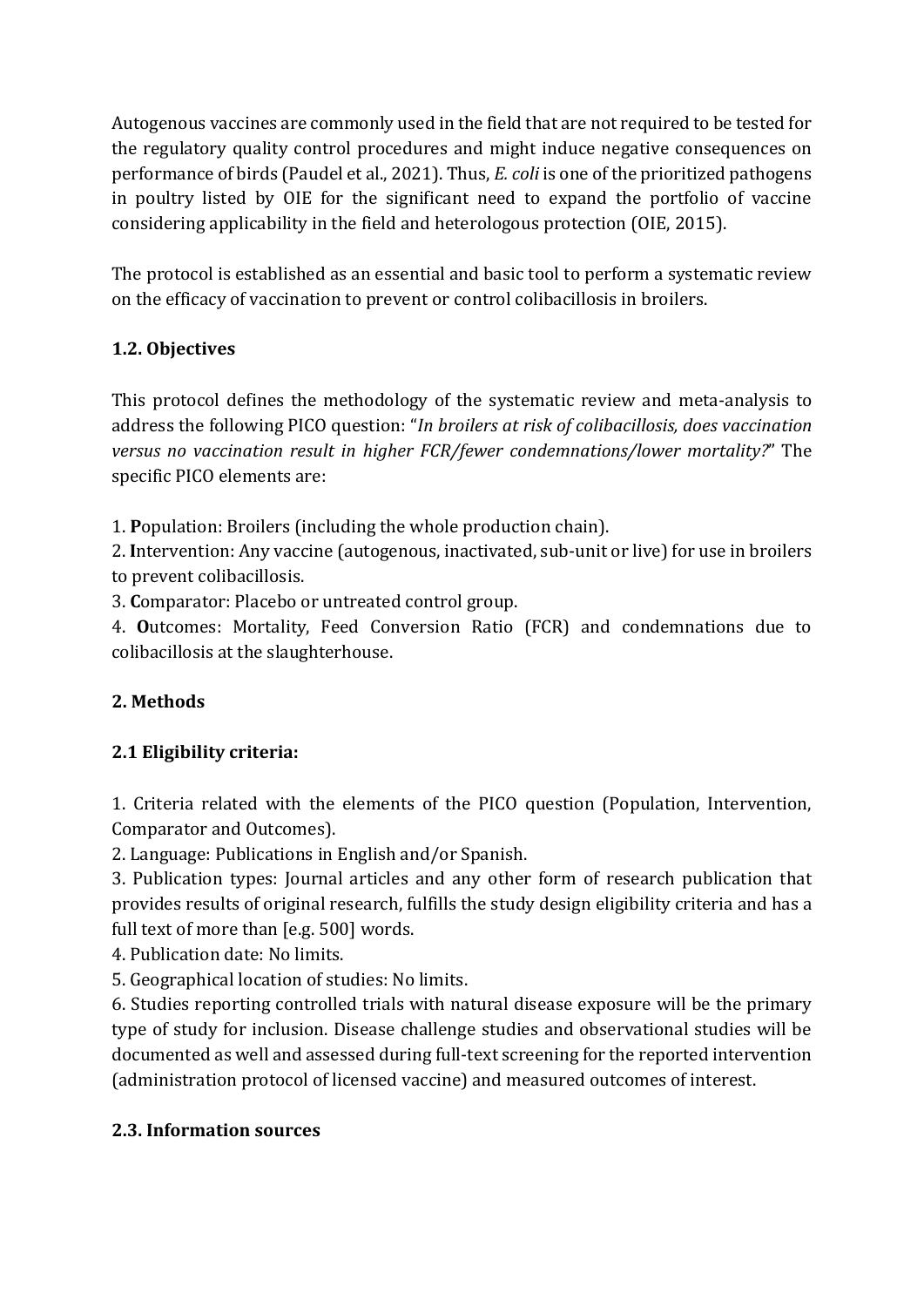Autogenous vaccines are commonly used in the field that are not required to be tested for the regulatory quality control procedures and might induce negative consequences on performance of birds (Paudel et al., 2021). Thus, *E. coli* is one of the prioritized pathogens in poultry listed by OIE for the significant need to expand the portfolio of vaccine considering applicability in the field and heterologous protection (OIE, 2015).

The protocol is established as an essential and basic tool to perform a systematic review on the efficacy of vaccination to prevent or control colibacillosis in broilers.

### 1.2. Objectives

This protocol defines the methodology of the systematic review and meta-analysis to address the following PICO question: "*In broilers at risk of colibacillosis, does vaccination versus no vaccination result in higher FCR/fewer condemnations/lower mortality?*" The specific PICO elements are:

1. **P**opulation: Broilers (including the whole production chain).
2. **I**ntervention: Any vaccine (autogenous, inactivated, sub-unit or live) for use in broilers to prevent colibacillosis.
3. **C**omparator: Placebo or untreated control group.
4. **O**utcomes: Mortality, Feed Conversion Ratio (FCR) and condemnations due to colibacillosis at the slaughterhouse.

## 2. Methods

### 2.1 Eligibility criteria:

1. Criteria related with the elements of the PICO question (Population, Intervention, Comparator and Outcomes).
2. Language: Publications in English and/or Spanish.
3. Publication types: Journal articles and any other form of research publication that provides results of original research, fulfills the study design eligibility criteria and has a full text of more than [e.g. 500] words.
4. Publication date: No limits.
5. Geographical location of studies: No limits.
6. Studies reporting controlled trials with natural disease exposure will be the primary type of study for inclusion. Disease challenge studies and observational studies will be documented as well and assessed during full-text screening for the reported intervention (administration protocol of licensed vaccine) and measured outcomes of interest.

### 2.3. Information sources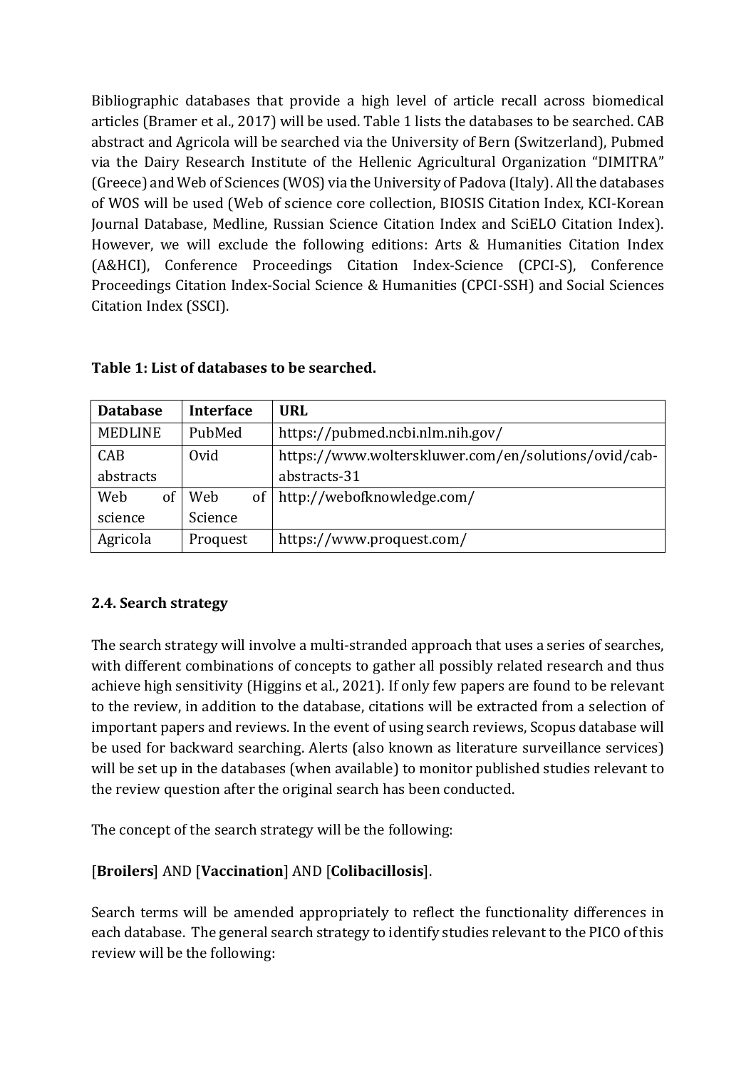Bibliographic databases that provide a high level of article recall across biomedical articles (Bramer et al., 2017) will be used. Table 1 lists the databases to be searched. CAB abstract and Agricola will be searched via the University of Bern (Switzerland), Pubmed via the Dairy Research Institute of the Hellenic Agricultural Organization "DIMITRA" (Greece) and Web of Sciences (WOS) via the University of Padova (Italy). All the databases of WOS will be used (Web of science core collection, BIOSIS Citation Index, KCI-Korean Journal Database, Medline, Russian Science Citation Index and SciELO Citation Index). However, we will exclude the following editions: Arts & Humanities Citation Index (A&HCI), Conference Proceedings Citation Index-Science (CPCI-S), Conference Proceedings Citation Index-Social Science & Humanities (CPCI-SSH) and Social Sciences Citation Index (SSCI).

**Table 1: List of databases to be searched.**

| Database | Interface | URL |
|---|---|---|
| MEDLINE | PubMed | https://pubmed.ncbi.nlm.nih.gov/ |
| CAB abstracts | Ovid | https://www.wolterskluwer.com/en/solutions/ovid/cab-abstracts-31 |
| Web of science | Web of Science | http://webofknowledge.com/ |
| Agricola | Proquest | https://www.proquest.com/ |

### 2.4. Search strategy

The search strategy will involve a multi-stranded approach that uses a series of searches, with different combinations of concepts to gather all possibly related research and thus achieve high sensitivity (Higgins et al., 2021). If only few papers are found to be relevant to the review, in addition to the database, citations will be extracted from a selection of important papers and reviews. In the event of using search reviews, Scopus database will be used for backward searching. Alerts (also known as literature surveillance services) will be set up in the databases (when available) to monitor published studies relevant to the review question after the original search has been conducted.

The concept of the search strategy will be the following:

[**Broilers**] AND [**Vaccination**] AND [**Colibacillosis**].

Search terms will be amended appropriately to reflect the functionality differences in each database. The general search strategy to identify studies relevant to the PICO of this review will be the following: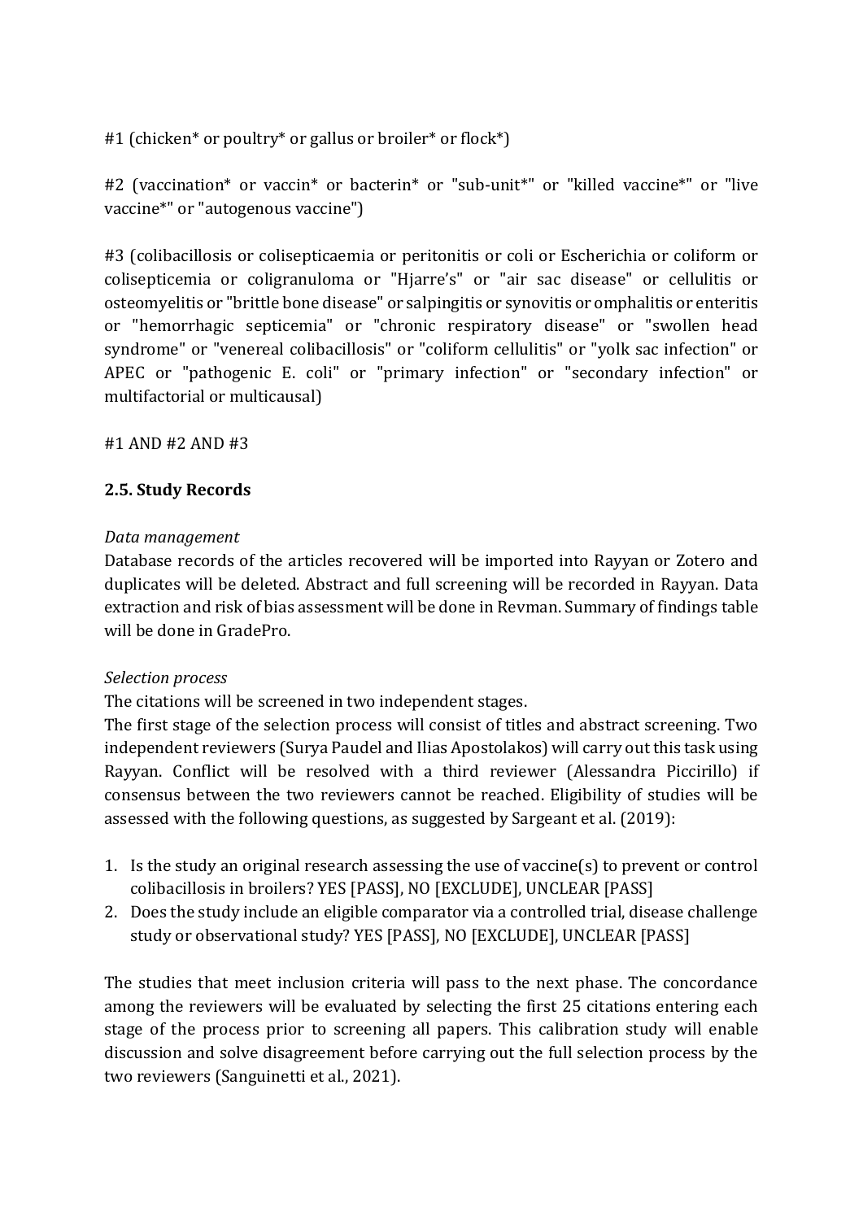#1 (chicken* or poultry* or gallus or broiler* or flock*)

#2 (vaccination* or vaccin* or bacterin* or "sub-unit*" or "killed vaccine*" or "live vaccine*" or "autogenous vaccine")

#3 (colibacillosis or colisepticaemia or peritonitis or coli or Escherichia or coliform or colisepticemia or coligranuloma or "Hjarre's" or "air sac disease" or cellulitis or osteomyelitis or "brittle bone disease" or salpingitis or synovitis or omphalitis or enteritis or "hemorrhagic septicemia" or "chronic respiratory disease" or "swollen head syndrome" or "venereal colibacillosis" or "coliform cellulitis" or "yolk sac infection" or APEC or "pathogenic E. coli" or "primary infection" or "secondary infection" or multifactorial or multicausal)

#1 AND #2 AND #3

### 2.5. Study Records

*Data management*

Database records of the articles recovered will be imported into Rayyan or Zotero and duplicates will be deleted. Abstract and full screening will be recorded in Rayyan. Data extraction and risk of bias assessment will be done in Revman. Summary of findings table will be done in GradePro.

*Selection process*

The citations will be screened in two independent stages.

The first stage of the selection process will consist of titles and abstract screening. Two independent reviewers (Surya Paudel and Ilias Apostolakos) will carry out this task using Rayyan. Conflict will be resolved with a third reviewer (Alessandra Piccirillo) if consensus between the two reviewers cannot be reached. Eligibility of studies will be assessed with the following questions, as suggested by Sargeant et al. (2019):

1. Is the study an original research assessing the use of vaccine(s) to prevent or control colibacillosis in broilers? YES [PASS], NO [EXCLUDE], UNCLEAR [PASS]
2. Does the study include an eligible comparator via a controlled trial, disease challenge study or observational study? YES [PASS], NO [EXCLUDE], UNCLEAR [PASS]

The studies that meet inclusion criteria will pass to the next phase. The concordance among the reviewers will be evaluated by selecting the first 25 citations entering each stage of the process prior to screening all papers. This calibration study will enable discussion and solve disagreement before carrying out the full selection process by the two reviewers (Sanguinetti et al., 2021).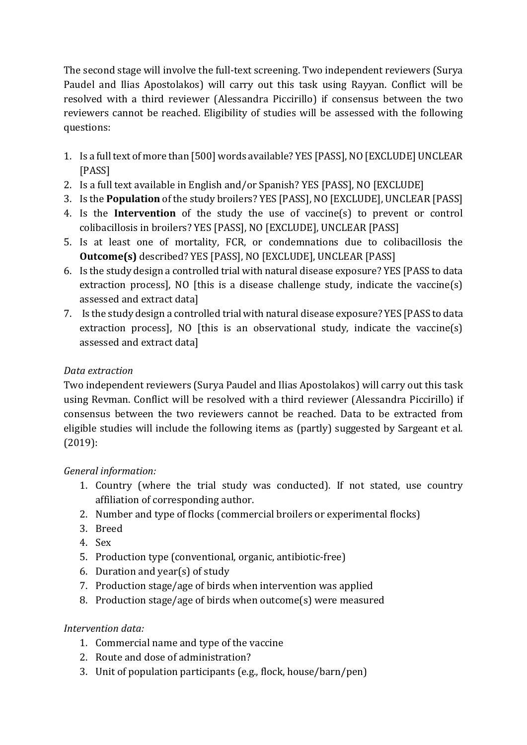The second stage will involve the full-text screening. Two independent reviewers (Surya Paudel and Ilias Apostolakos) will carry out this task using Rayyan. Conflict will be resolved with a third reviewer (Alessandra Piccirillo) if consensus between the two reviewers cannot be reached. Eligibility of studies will be assessed with the following questions:

1. Is a full text of more than [500] words available? YES [PASS], NO [EXCLUDE] UNCLEAR [PASS]
2. Is a full text available in English and/or Spanish? YES [PASS], NO [EXCLUDE]
3. Is the **Population** of the study broilers? YES [PASS], NO [EXCLUDE], UNCLEAR [PASS]
4. Is the **Intervention** of the study the use of vaccine(s) to prevent or control colibacillosis in broilers? YES [PASS], NO [EXCLUDE], UNCLEAR [PASS]
5. Is at least one of mortality, FCR, or condemnations due to colibacillosis the **Outcome(s)** described? YES [PASS], NO [EXCLUDE], UNCLEAR [PASS]
6. Is the study design a controlled trial with natural disease exposure? YES [PASS to data extraction process], NO [this is a disease challenge study, indicate the vaccine(s) assessed and extract data]
7. Is the study design a controlled trial with natural disease exposure? YES [PASS to data extraction process], NO [this is an observational study, indicate the vaccine(s) assessed and extract data]

*Data extraction*

Two independent reviewers (Surya Paudel and Ilias Apostolakos) will carry out this task using Revman. Conflict will be resolved with a third reviewer (Alessandra Piccirillo) if consensus between the two reviewers cannot be reached. Data to be extracted from eligible studies will include the following items as (partly) suggested by Sargeant et al. (2019):

*General information:*

1. Country (where the trial study was conducted). If not stated, use country affiliation of corresponding author.
2. Number and type of flocks (commercial broilers or experimental flocks)
3. Breed
4. Sex
5. Production type (conventional, organic, antibiotic-free)
6. Duration and year(s) of study
7. Production stage/age of birds when intervention was applied
8. Production stage/age of birds when outcome(s) were measured

*Intervention data:*

1. Commercial name and type of the vaccine
2. Route and dose of administration?
3. Unit of population participants (e.g., flock, house/barn/pen)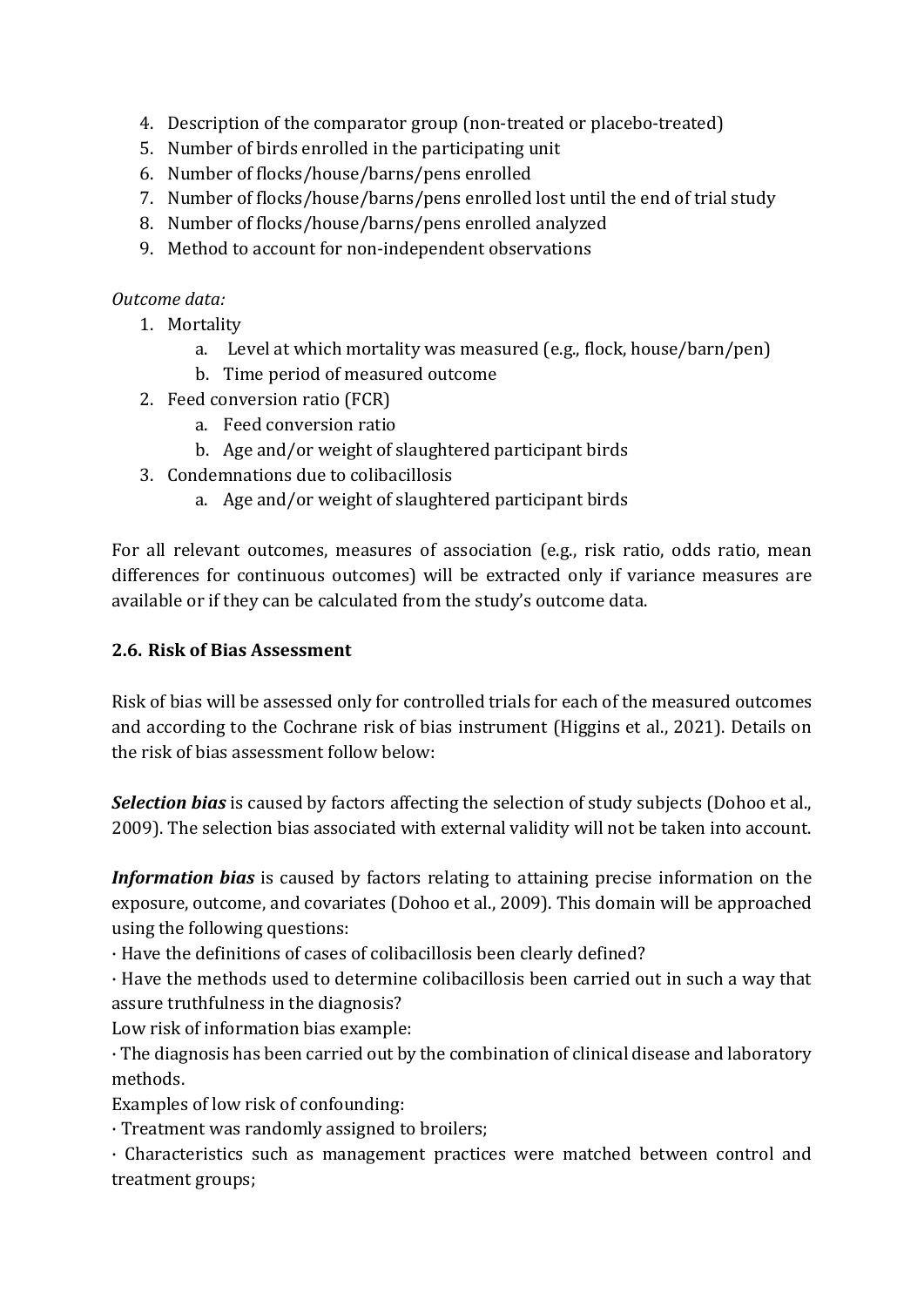4. Description of the comparator group (non-treated or placebo-treated)
5. Number of birds enrolled in the participating unit
6. Number of flocks/house/barns/pens enrolled
7. Number of flocks/house/barns/pens enrolled lost until the end of trial study
8. Number of flocks/house/barns/pens enrolled analyzed
9. Method to account for non-independent observations

*Outcome data:*

1. Mortality
    a. Level at which mortality was measured (e.g., flock, house/barn/pen)
    b. Time period of measured outcome
2. Feed conversion ratio (FCR)
    a. Feed conversion ratio
    b. Age and/or weight of slaughtered participant birds
3. Condemnations due to colibacillosis
    a. Age and/or weight of slaughtered participant birds

For all relevant outcomes, measures of association (e.g., risk ratio, odds ratio, mean differences for continuous outcomes) will be extracted only if variance measures are available or if they can be calculated from the study's outcome data.

### 2.6. Risk of Bias Assessment

Risk of bias will be assessed only for controlled trials for each of the measured outcomes and according to the Cochrane risk of bias instrument (Higgins et al., 2021). Details on the risk of bias assessment follow below:

***Selection bias*** is caused by factors affecting the selection of study subjects (Dohoo et al., 2009). The selection bias associated with external validity will not be taken into account.

***Information bias*** is caused by factors relating to attaining precise information on the exposure, outcome, and covariates (Dohoo et al., 2009). This domain will be approached using the following questions:

· Have the definitions of cases of colibacillosis been clearly defined?

· Have the methods used to determine colibacillosis been carried out in such a way that assure truthfulness in the diagnosis?

Low risk of information bias example:

· The diagnosis has been carried out by the combination of clinical disease and laboratory methods.

Examples of low risk of confounding:

· Treatment was randomly assigned to broilers;

· Characteristics such as management practices were matched between control and treatment groups;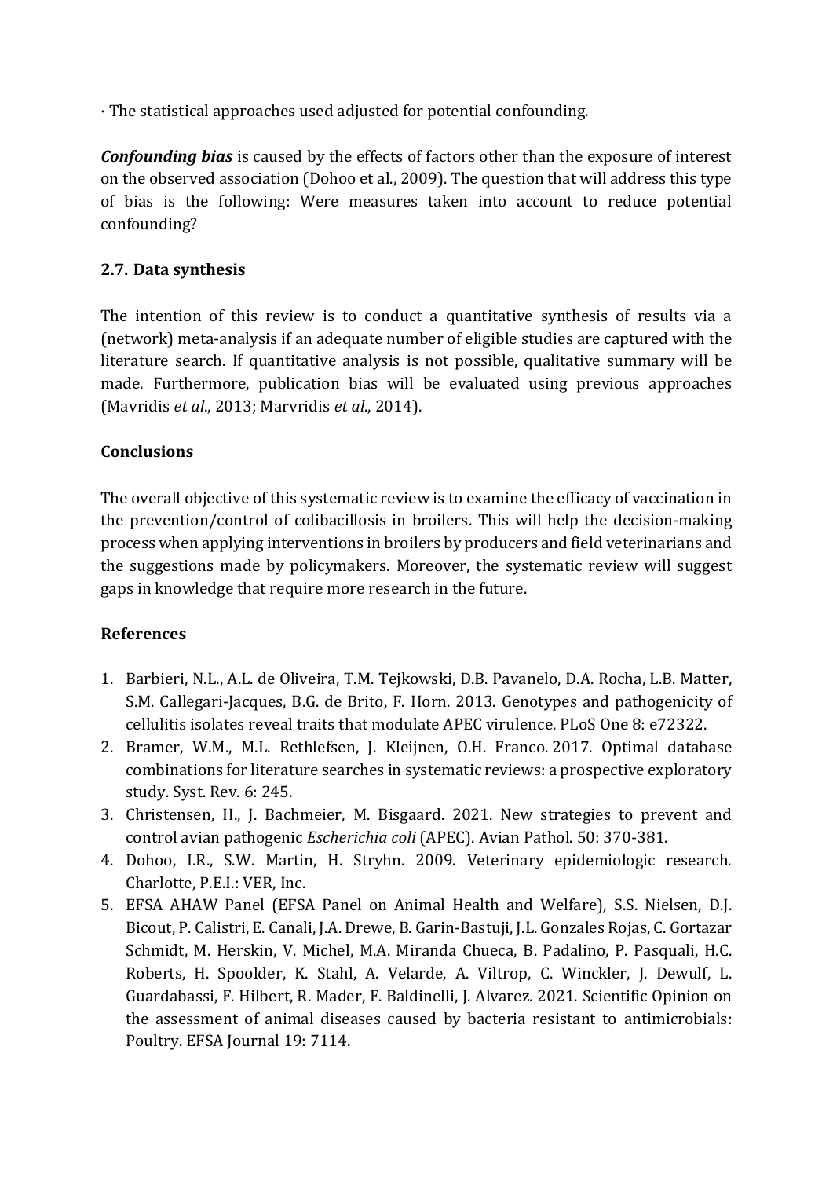· The statistical approaches used adjusted for potential confounding.

***Confounding bias*** is caused by the effects of factors other than the exposure of interest on the observed association (Dohoo et al., 2009). The question that will address this type of bias is the following: Were measures taken into account to reduce potential confounding?

### 2.7. Data synthesis

The intention of this review is to conduct a quantitative synthesis of results via a (network) meta-analysis if an adequate number of eligible studies are captured with the literature search. If quantitative analysis is not possible, qualitative summary will be made. Furthermore, publication bias will be evaluated using previous approaches (Mavridis *et al*., 2013; Marvridis *et al*., 2014).

### Conclusions

The overall objective of this systematic review is to examine the efficacy of vaccination in the prevention/control of colibacillosis in broilers. This will help the decision-making process when applying interventions in broilers by producers and field veterinarians and the suggestions made by policymakers. Moreover, the systematic review will suggest gaps in knowledge that require more research in the future.

### References

1. Barbieri, N.L., A.L. de Oliveira, T.M. Tejkowski, D.B. Pavanelo, D.A. Rocha, L.B. Matter, S.M. Callegari-Jacques, B.G. de Brito, F. Horn. 2013. Genotypes and pathogenicity of cellulitis isolates reveal traits that modulate APEC virulence. PLoS One 8: e72322.
2. Bramer, W.M., M.L. Rethlefsen, J. Kleijnen, O.H. Franco. 2017. Optimal database combinations for literature searches in systematic reviews: a prospective exploratory study. Syst. Rev. 6: 245.
3. Christensen, H., J. Bachmeier, M. Bisgaard. 2021. New strategies to prevent and control avian pathogenic *Escherichia coli* (APEC). Avian Pathol. 50: 370-381.
4. Dohoo, I.R., S.W. Martin, H. Stryhn. 2009. Veterinary epidemiologic research. Charlotte, P.E.I.: VER, Inc.
5. EFSA AHAW Panel (EFSA Panel on Animal Health and Welfare), S.S. Nielsen, D.J. Bicout, P. Calistri, E. Canali, J.A. Drewe, B. Garin-Bastuji, J.L. Gonzales Rojas, C. Gortazar Schmidt, M. Herskin, V. Michel, M.A. Miranda Chueca, B. Padalino, P. Pasquali, H.C. Roberts, H. Spoolder, K. Stahl, A. Velarde, A. Viltrop, C. Winckler, J. Dewulf, L. Guardabassi, F. Hilbert, R. Mader, F. Baldinelli, J. Alvarez. 2021. Scientific Opinion on the assessment of animal diseases caused by bacteria resistant to antimicrobials: Poultry. EFSA Journal 19: 7114.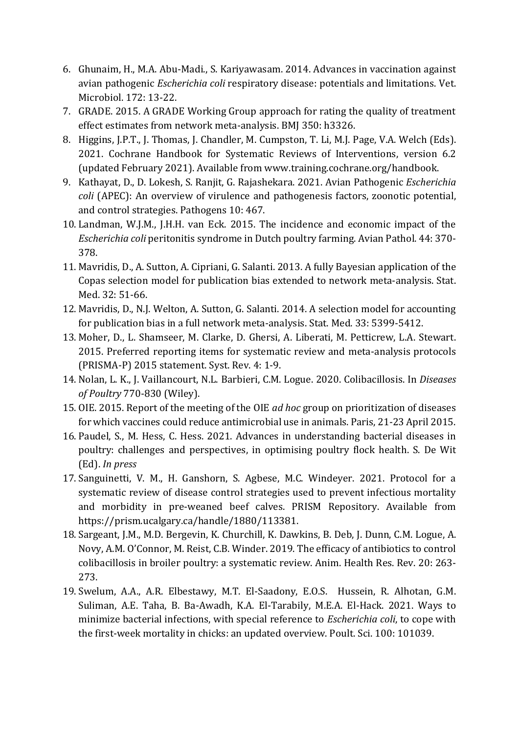6. Ghunaim, H., M.A. Abu-Madi., S. Kariyawasam. 2014. Advances in vaccination against avian pathogenic *Escherichia coli* respiratory disease: potentials and limitations. Vet. Microbiol. 172: 13-22.
7. GRADE. 2015. A GRADE Working Group approach for rating the quality of treatment effect estimates from network meta-analysis. BMJ 350: h3326.
8. Higgins, J.P.T., J. Thomas, J. Chandler, M. Cumpston, T. Li, M.J. Page, V.A. Welch (Eds). 2021. Cochrane Handbook for Systematic Reviews of Interventions, version 6.2 (updated February 2021). Available from www.training.cochrane.org/handbook.
9. Kathayat, D., D. Lokesh, S. Ranjit, G. Rajashekara. 2021. Avian Pathogenic *Escherichia coli* (APEC): An overview of virulence and pathogenesis factors, zoonotic potential, and control strategies. Pathogens 10: 467.
10. Landman, W.J.M., J.H.H. van Eck. 2015. The incidence and economic impact of the *Escherichia coli* peritonitis syndrome in Dutch poultry farming. Avian Pathol. 44: 370-378.
11. Mavridis, D., A. Sutton, A. Cipriani, G. Salanti. 2013. A fully Bayesian application of the Copas selection model for publication bias extended to network meta-analysis. Stat. Med. 32: 51-66.
12. Mavridis, D., N.J. Welton, A. Sutton, G. Salanti. 2014. A selection model for accounting for publication bias in a full network meta-analysis. Stat. Med. 33: 5399-5412.
13. Moher, D., L. Shamseer, M. Clarke, D. Ghersi, A. Liberati, M. Petticrew, L.A. Stewart. 2015. Preferred reporting items for systematic review and meta-analysis protocols (PRISMA-P) 2015 statement. Syst. Rev. 4: 1-9.
14. Nolan, L. K., J. Vaillancourt, N.L. Barbieri, C.M. Logue. 2020. Colibacillosis. In *Diseases of Poultry* 770-830 (Wiley).
15. OIE. 2015. Report of the meeting of the OIE *ad hoc* group on prioritization of diseases for which vaccines could reduce antimicrobial use in animals. Paris, 21-23 April 2015.
16. Paudel, S., M. Hess, C. Hess. 2021. Advances in understanding bacterial diseases in poultry: challenges and perspectives, in optimising poultry flock health. S. De Wit (Ed). *In press*
17. Sanguinetti, V. M., H. Ganshorn, S. Agbese, M.C. Windeyer. 2021. Protocol for a systematic review of disease control strategies used to prevent infectious mortality and morbidity in pre-weaned beef calves. PRISM Repository. Available from https://prism.ucalgary.ca/handle/1880/113381.
18. Sargeant, J.M., M.D. Bergevin, K. Churchill, K. Dawkins, B. Deb, J. Dunn, C.M. Logue, A. Novy, A.M. O'Connor, M. Reist, C.B. Winder. 2019. The efficacy of antibiotics to control colibacillosis in broiler poultry: a systematic review. Anim. Health Res. Rev. 20: 263-273.
19. Swelum, A.A., A.R. Elbestawy, M.T. El-Saadony, E.O.S. Hussein, R. Alhotan, G.M. Suliman, A.E. Taha, B. Ba-Awadh, K.A. El-Tarabily, M.E.A. El-Hack. 2021. Ways to minimize bacterial infections, with special reference to *Escherichia coli*, to cope with the first-week mortality in chicks: an updated overview. Poult. Sci. 100: 101039.